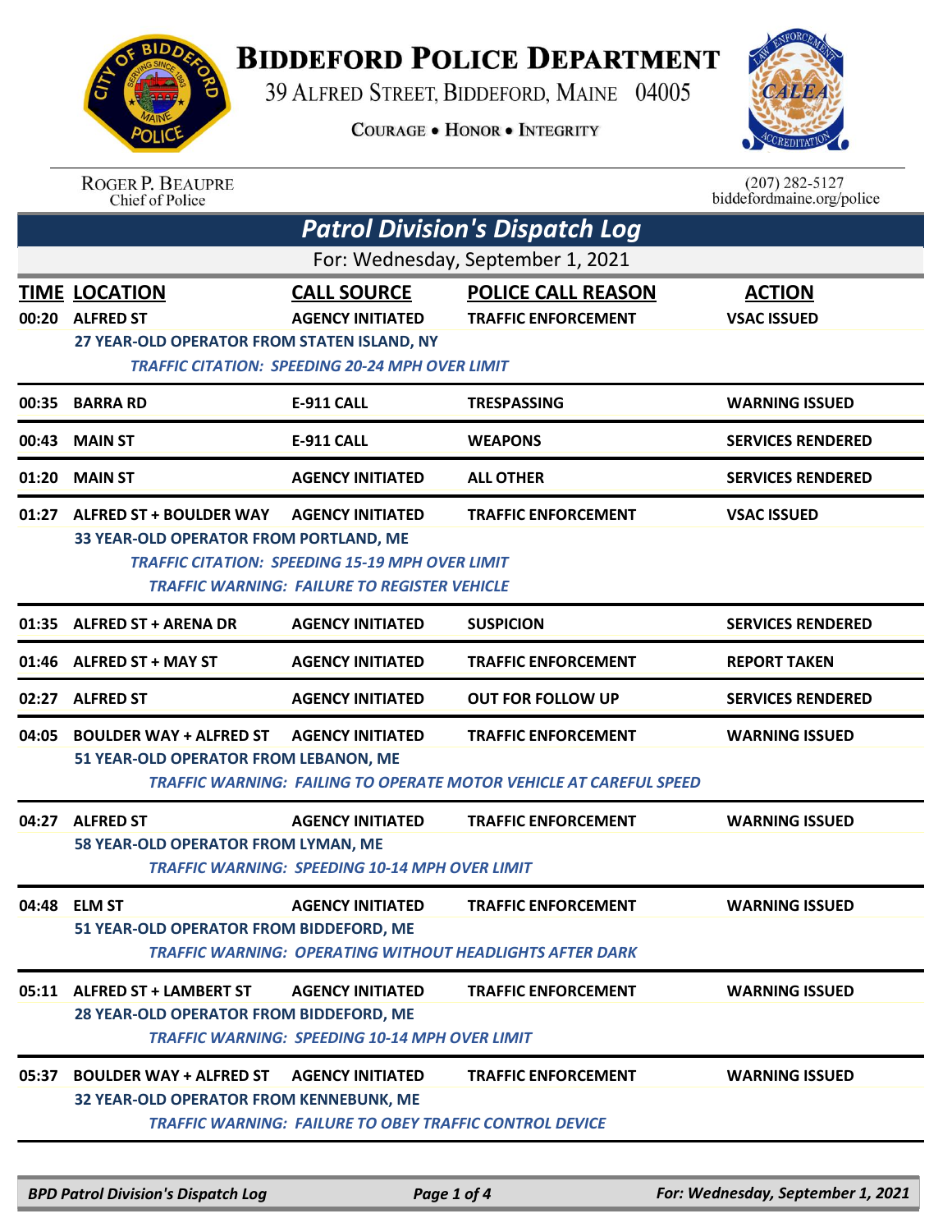# BIDDEFORD POLICE DEPARTMENT

39 ALFRED STREET, BIDDEFORD, MAINE 04005

COURAGE • HONOR • INTEGRITY

ROGER P. BEAUPRE
Chief of Police

(207) 282-5127
biddefordmaine.org/police

## *Patrol Division's Dispatch Log*

For: Wednesday, September 1, 2021

| TIME | LOCATION | CALL SOURCE | POLICE CALL REASON | ACTION |
|---|---|---|---|---|
| 00:20 | ALFRED ST | AGENCY INITIATED | TRAFFIC ENFORCEMENT | VSAC ISSUED |
| | 27 YEAR-OLD OPERATOR FROM STATEN ISLAND, NY | | | |
| | *TRAFFIC CITATION: SPEEDING 20-24 MPH OVER LIMIT* | | | |
| 00:35 | BARRA RD | E-911 CALL | TRESPASSING | WARNING ISSUED |
| 00:43 | MAIN ST | E-911 CALL | WEAPONS | SERVICES RENDERED |
| 01:20 | MAIN ST | AGENCY INITIATED | ALL OTHER | SERVICES RENDERED |
| 01:27 | ALFRED ST + BOULDER WAY | AGENCY INITIATED | TRAFFIC ENFORCEMENT | VSAC ISSUED |
| | 33 YEAR-OLD OPERATOR FROM PORTLAND, ME | | | |
| | *TRAFFIC CITATION: SPEEDING 15-19 MPH OVER LIMIT* | | | |
| | *TRAFFIC WARNING: FAILURE TO REGISTER VEHICLE* | | | |
| 01:35 | ALFRED ST + ARENA DR | AGENCY INITIATED | SUSPICION | SERVICES RENDERED |
| 01:46 | ALFRED ST + MAY ST | AGENCY INITIATED | TRAFFIC ENFORCEMENT | REPORT TAKEN |
| 02:27 | ALFRED ST | AGENCY INITIATED | OUT FOR FOLLOW UP | SERVICES RENDERED |
| 04:05 | BOULDER WAY + ALFRED ST | AGENCY INITIATED | TRAFFIC ENFORCEMENT | WARNING ISSUED |
| | 51 YEAR-OLD OPERATOR FROM LEBANON, ME | | | |
| | *TRAFFIC WARNING: FAILING TO OPERATE MOTOR VEHICLE AT CAREFUL SPEED* | | | |
| 04:27 | ALFRED ST | AGENCY INITIATED | TRAFFIC ENFORCEMENT | WARNING ISSUED |
| | 58 YEAR-OLD OPERATOR FROM LYMAN, ME | | | |
| | *TRAFFIC WARNING: SPEEDING 10-14 MPH OVER LIMIT* | | | |
| 04:48 | ELM ST | AGENCY INITIATED | TRAFFIC ENFORCEMENT | WARNING ISSUED |
| | 51 YEAR-OLD OPERATOR FROM BIDDEFORD, ME | | | |
| | *TRAFFIC WARNING: OPERATING WITHOUT HEADLIGHTS AFTER DARK* | | | |
| 05:11 | ALFRED ST + LAMBERT ST | AGENCY INITIATED | TRAFFIC ENFORCEMENT | WARNING ISSUED |
| | 28 YEAR-OLD OPERATOR FROM BIDDEFORD, ME | | | |
| | *TRAFFIC WARNING: SPEEDING 10-14 MPH OVER LIMIT* | | | |
| 05:37 | BOULDER WAY + ALFRED ST | AGENCY INITIATED | TRAFFIC ENFORCEMENT | WARNING ISSUED |
| | 32 YEAR-OLD OPERATOR FROM KENNEBUNK, ME | | | |
| | *TRAFFIC WARNING: FAILURE TO OBEY TRAFFIC CONTROL DEVICE* | | | |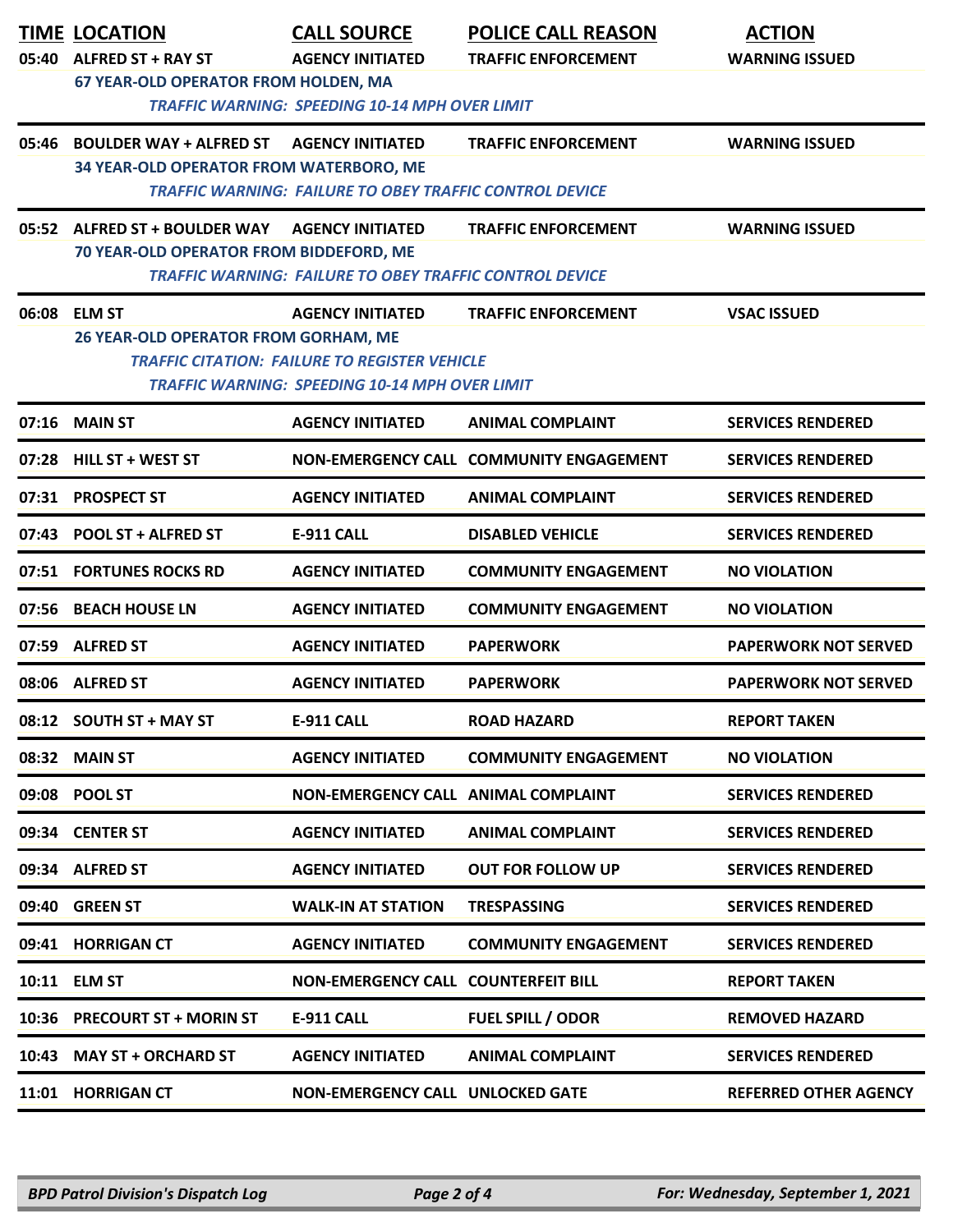| TIME | LOCATION | CALL SOURCE | POLICE CALL REASON | ACTION |
|---|---|---|---|---|
| 05:40 | ALFRED ST + RAY ST | AGENCY INITIATED | TRAFFIC ENFORCEMENT | WARNING ISSUED |
| | 67 YEAR-OLD OPERATOR FROM HOLDEN, MA | | | |
| | *TRAFFIC WARNING: SPEEDING 10-14 MPH OVER LIMIT* | | | |
| 05:46 | BOULDER WAY + ALFRED ST | AGENCY INITIATED | TRAFFIC ENFORCEMENT | WARNING ISSUED |
| | 34 YEAR-OLD OPERATOR FROM WATERBORO, ME | | | |
| | *TRAFFIC WARNING: FAILURE TO OBEY TRAFFIC CONTROL DEVICE* | | | |
| 05:52 | ALFRED ST + BOULDER WAY | AGENCY INITIATED | TRAFFIC ENFORCEMENT | WARNING ISSUED |
| | 70 YEAR-OLD OPERATOR FROM BIDDEFORD, ME | | | |
| | *TRAFFIC WARNING: FAILURE TO OBEY TRAFFIC CONTROL DEVICE* | | | |
| 06:08 | ELM ST | AGENCY INITIATED | TRAFFIC ENFORCEMENT | VSAC ISSUED |
| | 26 YEAR-OLD OPERATOR FROM GORHAM, ME | | | |
| | *TRAFFIC CITATION: FAILURE TO REGISTER VEHICLE* | | | |
| | *TRAFFIC WARNING: SPEEDING 10-14 MPH OVER LIMIT* | | | |
| 07:16 | MAIN ST | AGENCY INITIATED | ANIMAL COMPLAINT | SERVICES RENDERED |
| 07:28 | HILL ST + WEST ST | NON-EMERGENCY CALL | COMMUNITY ENGAGEMENT | SERVICES RENDERED |
| 07:31 | PROSPECT ST | AGENCY INITIATED | ANIMAL COMPLAINT | SERVICES RENDERED |
| 07:43 | POOL ST + ALFRED ST | E-911 CALL | DISABLED VEHICLE | SERVICES RENDERED |
| 07:51 | FORTUNES ROCKS RD | AGENCY INITIATED | COMMUNITY ENGAGEMENT | NO VIOLATION |
| 07:56 | BEACH HOUSE LN | AGENCY INITIATED | COMMUNITY ENGAGEMENT | NO VIOLATION |
| 07:59 | ALFRED ST | AGENCY INITIATED | PAPERWORK | PAPERWORK NOT SERVED |
| 08:06 | ALFRED ST | AGENCY INITIATED | PAPERWORK | PAPERWORK NOT SERVED |
| 08:12 | SOUTH ST + MAY ST | E-911 CALL | ROAD HAZARD | REPORT TAKEN |
| 08:32 | MAIN ST | AGENCY INITIATED | COMMUNITY ENGAGEMENT | NO VIOLATION |
| 09:08 | POOL ST | NON-EMERGENCY CALL | ANIMAL COMPLAINT | SERVICES RENDERED |
| 09:34 | CENTER ST | AGENCY INITIATED | ANIMAL COMPLAINT | SERVICES RENDERED |
| 09:34 | ALFRED ST | AGENCY INITIATED | OUT FOR FOLLOW UP | SERVICES RENDERED |
| 09:40 | GREEN ST | WALK-IN AT STATION | TRESPASSING | SERVICES RENDERED |
| 09:41 | HORRIGAN CT | AGENCY INITIATED | COMMUNITY ENGAGEMENT | SERVICES RENDERED |
| 10:11 | ELM ST | NON-EMERGENCY CALL | COUNTERFEIT BILL | REPORT TAKEN |
| 10:36 | PRECOURT ST + MORIN ST | E-911 CALL | FUEL SPILL / ODOR | REMOVED HAZARD |
| 10:43 | MAY ST + ORCHARD ST | AGENCY INITIATED | ANIMAL COMPLAINT | SERVICES RENDERED |
| 11:01 | HORRIGAN CT | NON-EMERGENCY CALL | UNLOCKED GATE | REFERRED OTHER AGENCY |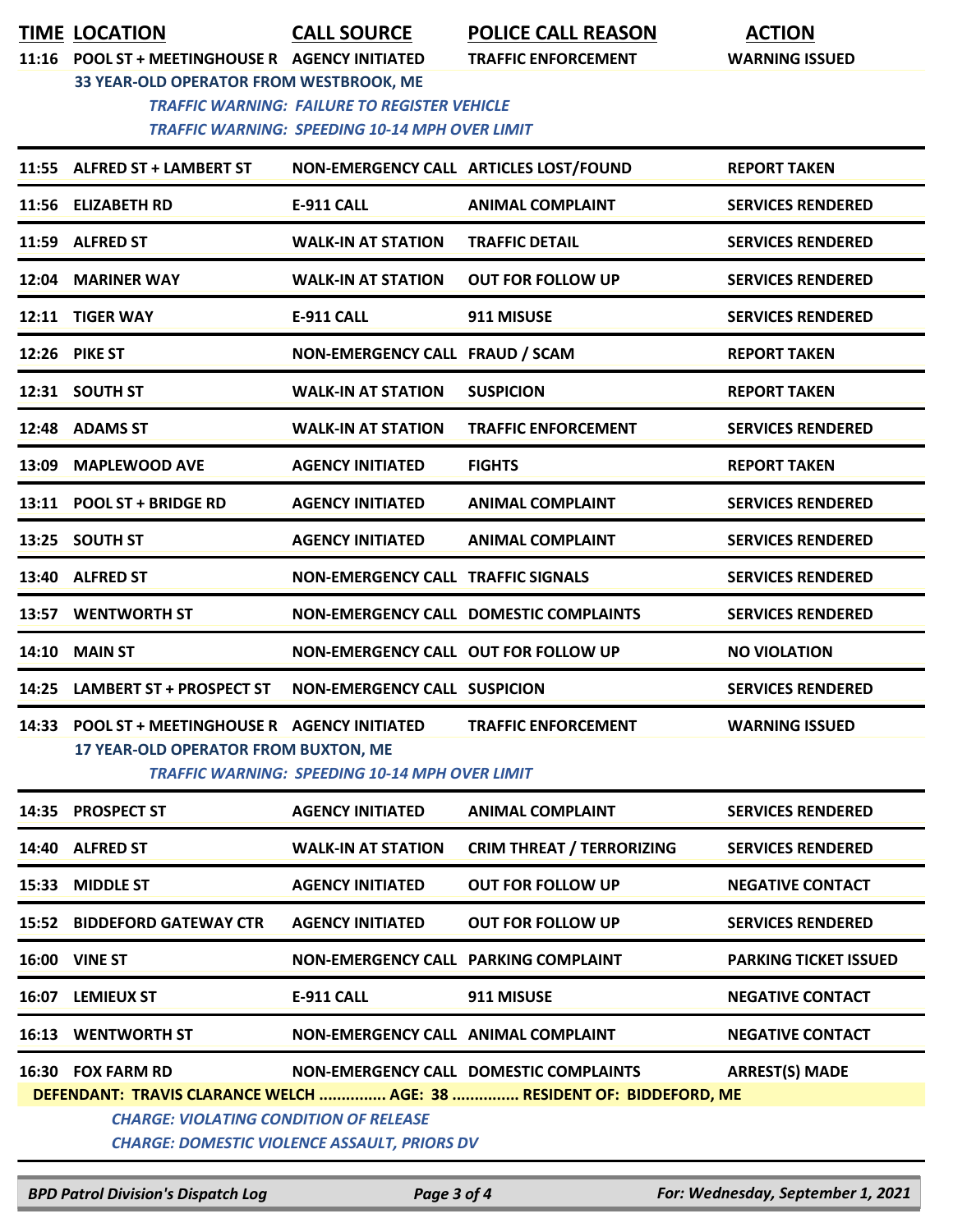| TIME | LOCATION | CALL SOURCE | POLICE CALL REASON | ACTION |
|---|---|---|---|---|
| 11:16 | POOL ST + MEETINGHOUSE R | AGENCY INITIATED | TRAFFIC ENFORCEMENT | WARNING ISSUED |
| | 33 YEAR-OLD OPERATOR FROM WESTBROOK, ME | | | |
| | TRAFFIC WARNING: FAILURE TO REGISTER VEHICLE | | | |
| | TRAFFIC WARNING: SPEEDING 10-14 MPH OVER LIMIT | | | |
| 11:55 | ALFRED ST + LAMBERT ST | NON-EMERGENCY CALL | ARTICLES LOST/FOUND | REPORT TAKEN |
| 11:56 | ELIZABETH RD | E-911 CALL | ANIMAL COMPLAINT | SERVICES RENDERED |
| 11:59 | ALFRED ST | WALK-IN AT STATION | TRAFFIC DETAIL | SERVICES RENDERED |
| 12:04 | MARINER WAY | WALK-IN AT STATION | OUT FOR FOLLOW UP | SERVICES RENDERED |
| 12:11 | TIGER WAY | E-911 CALL | 911 MISUSE | SERVICES RENDERED |
| 12:26 | PIKE ST | NON-EMERGENCY CALL | FRAUD / SCAM | REPORT TAKEN |
| 12:31 | SOUTH ST | WALK-IN AT STATION | SUSPICION | REPORT TAKEN |
| 12:48 | ADAMS ST | WALK-IN AT STATION | TRAFFIC ENFORCEMENT | SERVICES RENDERED |
| 13:09 | MAPLEWOOD AVE | AGENCY INITIATED | FIGHTS | REPORT TAKEN |
| 13:11 | POOL ST + BRIDGE RD | AGENCY INITIATED | ANIMAL COMPLAINT | SERVICES RENDERED |
| 13:25 | SOUTH ST | AGENCY INITIATED | ANIMAL COMPLAINT | SERVICES RENDERED |
| 13:40 | ALFRED ST | NON-EMERGENCY CALL | TRAFFIC SIGNALS | SERVICES RENDERED |
| 13:57 | WENTWORTH ST | NON-EMERGENCY CALL | DOMESTIC COMPLAINTS | SERVICES RENDERED |
| 14:10 | MAIN ST | NON-EMERGENCY CALL | OUT FOR FOLLOW UP | NO VIOLATION |
| 14:25 | LAMBERT ST + PROSPECT ST | NON-EMERGENCY CALL | SUSPICION | SERVICES RENDERED |
| 14:33 | POOL ST + MEETINGHOUSE R | AGENCY INITIATED | TRAFFIC ENFORCEMENT | WARNING ISSUED |
| | 17 YEAR-OLD OPERATOR FROM BUXTON, ME | | | |
| | TRAFFIC WARNING: SPEEDING 10-14 MPH OVER LIMIT | | | |
| 14:35 | PROSPECT ST | AGENCY INITIATED | ANIMAL COMPLAINT | SERVICES RENDERED |
| 14:40 | ALFRED ST | WALK-IN AT STATION | CRIM THREAT / TERRORIZING | SERVICES RENDERED |
| 15:33 | MIDDLE ST | AGENCY INITIATED | OUT FOR FOLLOW UP | NEGATIVE CONTACT |
| 15:52 | BIDDEFORD GATEWAY CTR | AGENCY INITIATED | OUT FOR FOLLOW UP | SERVICES RENDERED |
| 16:00 | VINE ST | NON-EMERGENCY CALL | PARKING COMPLAINT | PARKING TICKET ISSUED |
| 16:07 | LEMIEUX ST | E-911 CALL | 911 MISUSE | NEGATIVE CONTACT |
| 16:13 | WENTWORTH ST | NON-EMERGENCY CALL | ANIMAL COMPLAINT | NEGATIVE CONTACT |
| 16:30 | FOX FARM RD | NON-EMERGENCY CALL | DOMESTIC COMPLAINTS | ARREST(S) MADE |
| | DEFENDANT: TRAVIS CLARANCE WELCH ............... AGE: 38 ............... RESIDENT OF: BIDDEFORD, ME | | | |
| | CHARGE: VIOLATING CONDITION OF RELEASE | | | |
| | CHARGE: DOMESTIC VIOLENCE ASSAULT, PRIORS DV | | | |

BPD Patrol Division's Dispatch Log — For: Wednesday, September 1, 2021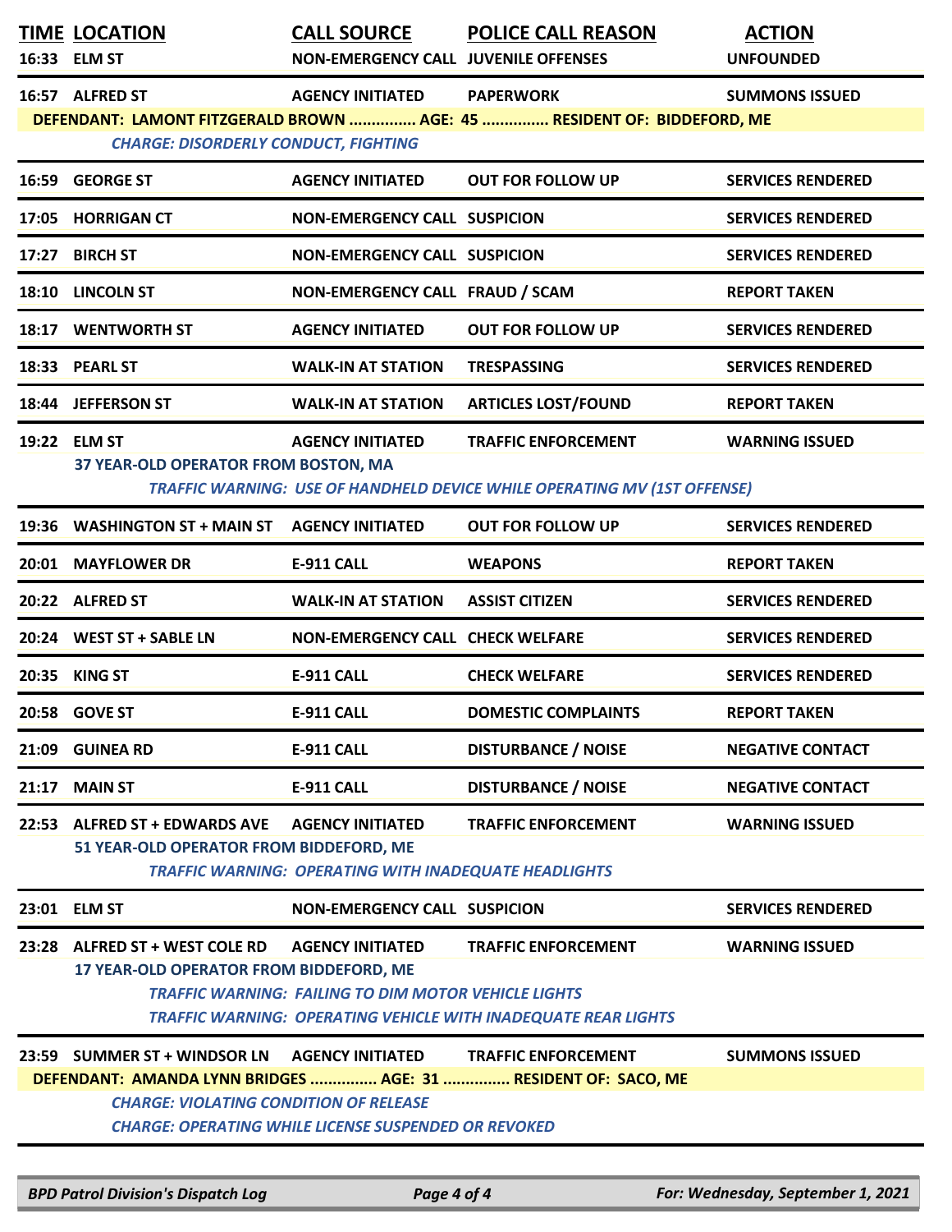| TIME | LOCATION | CALL SOURCE | POLICE CALL REASON | ACTION |
|---|---|---|---|---|
| 16:33 | ELM ST | NON-EMERGENCY CALL | JUVENILE OFFENSES | UNFOUNDED |
| 16:57 | ALFRED ST | AGENCY INITIATED | PAPERWORK | SUMMONS ISSUED |
| | DEFENDANT: LAMONT FITZGERALD BROWN ............... AGE: 45 ............... RESIDENT OF: BIDDEFORD, ME | | | |
| | *CHARGE: DISORDERLY CONDUCT, FIGHTING* | | | |
| 16:59 | GEORGE ST | AGENCY INITIATED | OUT FOR FOLLOW UP | SERVICES RENDERED |
| 17:05 | HORRIGAN CT | NON-EMERGENCY CALL | SUSPICION | SERVICES RENDERED |
| 17:27 | BIRCH ST | NON-EMERGENCY CALL | SUSPICION | SERVICES RENDERED |
| 18:10 | LINCOLN ST | NON-EMERGENCY CALL | FRAUD / SCAM | REPORT TAKEN |
| 18:17 | WENTWORTH ST | AGENCY INITIATED | OUT FOR FOLLOW UP | SERVICES RENDERED |
| 18:33 | PEARL ST | WALK-IN AT STATION | TRESPASSING | SERVICES RENDERED |
| 18:44 | JEFFERSON ST | WALK-IN AT STATION | ARTICLES LOST/FOUND | REPORT TAKEN |
| 19:22 | ELM ST | AGENCY INITIATED | TRAFFIC ENFORCEMENT | WARNING ISSUED |
| | 37 YEAR-OLD OPERATOR FROM BOSTON, MA | | | |
| | *TRAFFIC WARNING: USE OF HANDHELD DEVICE WHILE OPERATING MV (1ST OFFENSE)* | | | |
| 19:36 | WASHINGTON ST + MAIN ST | AGENCY INITIATED | OUT FOR FOLLOW UP | SERVICES RENDERED |
| 20:01 | MAYFLOWER DR | E-911 CALL | WEAPONS | REPORT TAKEN |
| 20:22 | ALFRED ST | WALK-IN AT STATION | ASSIST CITIZEN | SERVICES RENDERED |
| 20:24 | WEST ST + SABLE LN | NON-EMERGENCY CALL | CHECK WELFARE | SERVICES RENDERED |
| 20:35 | KING ST | E-911 CALL | CHECK WELFARE | SERVICES RENDERED |
| 20:58 | GOVE ST | E-911 CALL | DOMESTIC COMPLAINTS | REPORT TAKEN |
| 21:09 | GUINEA RD | E-911 CALL | DISTURBANCE / NOISE | NEGATIVE CONTACT |
| 21:17 | MAIN ST | E-911 CALL | DISTURBANCE / NOISE | NEGATIVE CONTACT |
| 22:53 | ALFRED ST + EDWARDS AVE | AGENCY INITIATED | TRAFFIC ENFORCEMENT | WARNING ISSUED |
| | 51 YEAR-OLD OPERATOR FROM BIDDEFORD, ME | | | |
| | *TRAFFIC WARNING: OPERATING WITH INADEQUATE HEADLIGHTS* | | | |
| 23:01 | ELM ST | NON-EMERGENCY CALL | SUSPICION | SERVICES RENDERED |
| 23:28 | ALFRED ST + WEST COLE RD | AGENCY INITIATED | TRAFFIC ENFORCEMENT | WARNING ISSUED |
| | 17 YEAR-OLD OPERATOR FROM BIDDEFORD, ME | | | |
| | *TRAFFIC WARNING: FAILING TO DIM MOTOR VEHICLE LIGHTS* | | | |
| | *TRAFFIC WARNING: OPERATING VEHICLE WITH INADEQUATE REAR LIGHTS* | | | |
| 23:59 | SUMMER ST + WINDSOR LN | AGENCY INITIATED | TRAFFIC ENFORCEMENT | SUMMONS ISSUED |
| | DEFENDANT: AMANDA LYNN BRIDGES ............... AGE: 31 ............... RESIDENT OF: SACO, ME | | | |
| | *CHARGE: VIOLATING CONDITION OF RELEASE* | | | |
| | *CHARGE: OPERATING WHILE LICENSE SUSPENDED OR REVOKED* | | | |